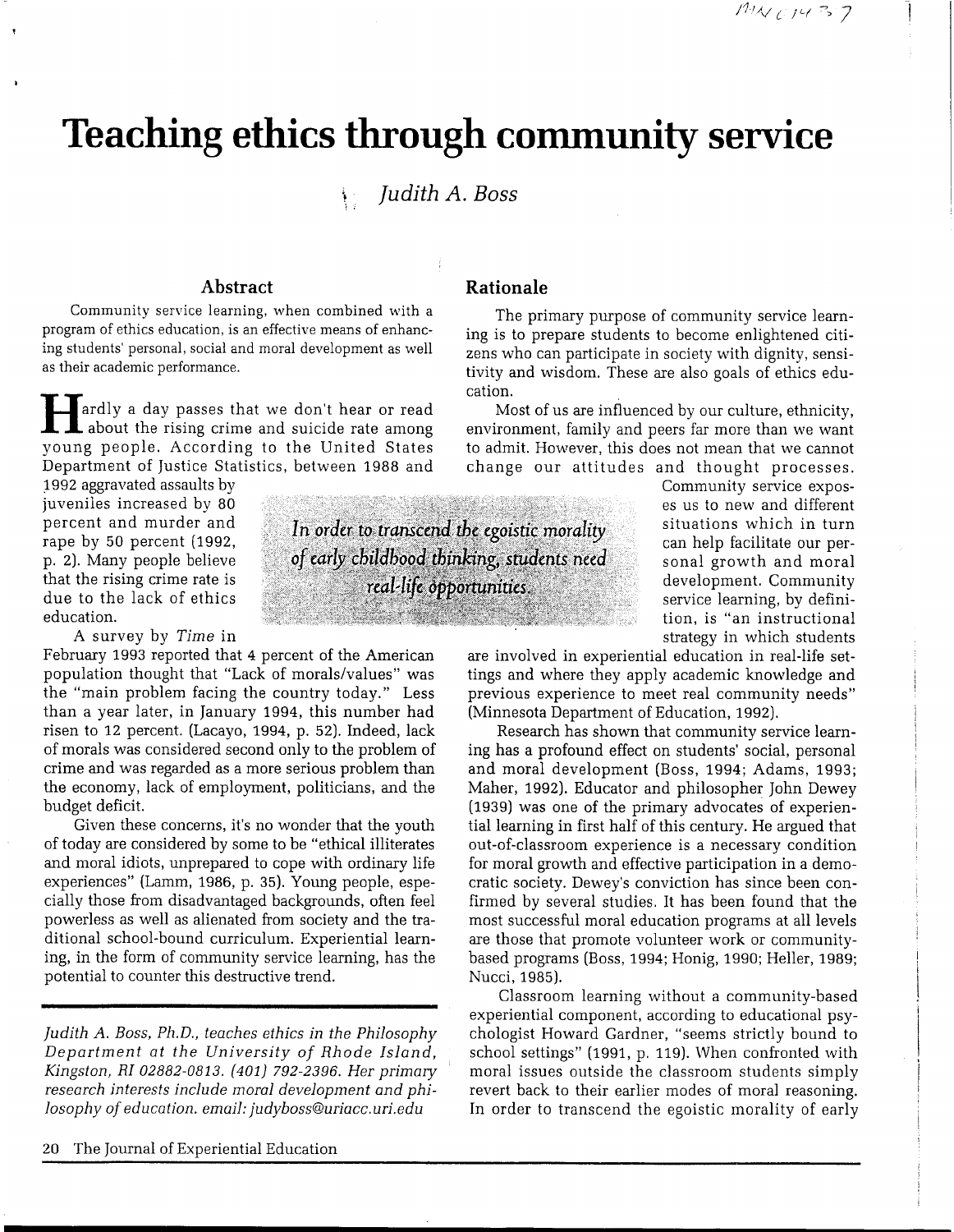# Teaching ethics through community service

*Judith A. Boss*

## Abstract

Community service learning, when combined with a program of ethics education, is an effective means of enhancing students' personal, social and moral development as well as their academic performance.

Hardly a day passes that we don't hear or read about the rising crime and suicide rate among young people. According to the United States Department of Justice Statistics, between 1988 and 1992 aggravated assaults by juveniles increased by 80 percent and murder and rape by 50 percent (1992, p. 2). Many people believe that the rising crime rate is due to the lack of ethics education.

A survey by *Time* in February 1993 reported that 4 percent of the American population thought that "Lack of morals/values" was the "main problem facing the country today." Less than a year later, in January 1994, this number had risen to 12 percent. (Lacayo, 1994, p. 52). Indeed, lack of morals was considered second only to the problem of crime and was regarded as a more serious problem than the economy, lack of employment, politicians, and the budget deficit.

Given these concerns, it's no wonder that the youth of today are considered by some to be "ethical illiterates and moral idiots, unprepared to cope with ordinary life experiences" (Lamm, 1986, p. 35). Young people, especially those from disadvantaged backgrounds, often feel powerless as well as alienated from society and the traditional school-bound curriculum. Experiential learning, in the form of community service learning, has the potential to counter this destructive trend.

*Judith A. Boss, Ph.D., teaches ethics in the Philosophy Department at the University of Rhode Island, Kingston, RI 02882-0813. (401) 792-2396. Her primary research interests include moral development and philosophy of education. email: judyboss@uriacc.uri.edu*

## Rationale

The primary purpose of community service learning is to prepare students to become enlightened citizens who can participate in society with dignity, sensitivity and wisdom. These are also goals of ethics education.

Most of us are influenced by our culture, ethnicity, environment, family and peers far more than we want to admit. However, this does not mean that we cannot change our attitudes and thought processes. Community service exposes us to new and different situations which in turn can help facilitate our personal growth and moral development. Community service learning, by definition, is "an instructional strategy in which students are involved in experiential education in real-life settings and where they apply academic knowledge and previous experience to meet real community needs" (Minnesota Department of Education, 1992).

> *In order to transcend the egoistic morality of early childhood thinking, students need real-life opportunities.*

Research has shown that community service learning has a profound effect on students' social, personal and moral development (Boss, 1994; Adams, 1993; Maher, 1992). Educator and philosopher John Dewey (1939) was one of the primary advocates of experiential learning in first half of this century. He argued that out-of-classroom experience is a necessary condition for moral growth and effective participation in a democratic society. Dewey's conviction has since been confirmed by several studies. It has been found that the most successful moral education programs at all levels are those that promote volunteer work or community-based programs (Boss, 1994; Honig, 1990; Heller, 1989; Nucci, 1985).

Classroom learning without a community-based experiential component, according to educational psychologist Howard Gardner, "seems strictly bound to school settings" (1991, p. 119). When confronted with moral issues outside the classroom students simply revert back to their earlier modes of moral reasoning. In order to transcend the egoistic morality of early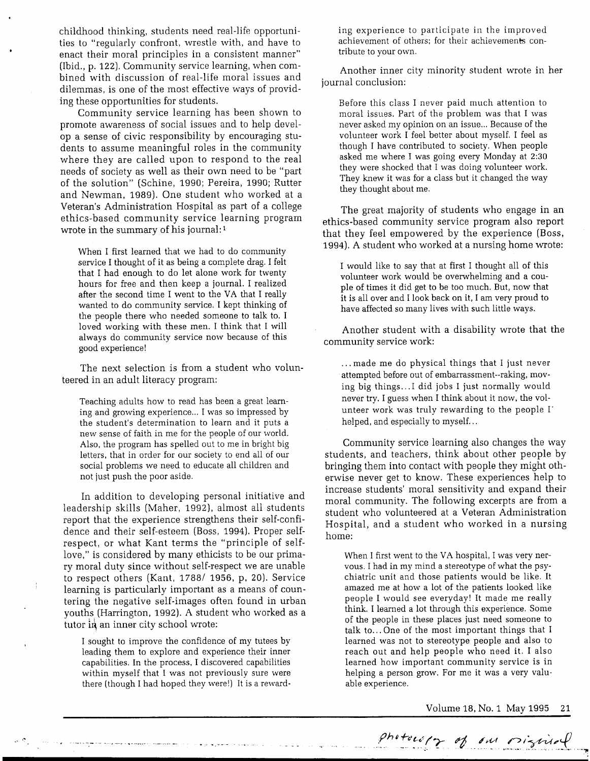childhood thinking, students need real-life opportunities to "regularly confront, wrestle with, and have to enact their moral principles in a consistent manner" (Ibid., p. 122). Community service learning, when combined with discussion of real-life moral issues and dilemmas, is one of the most effective ways of providing these opportunities for students.

Community service learning has been shown to promote awareness of social issues and to help develop a sense of civic responsibility by encouraging students to assume meaningful roles in the community where they are called upon to respond to the real needs of society as well as their own need to be "part of the solution" (Schine, 1990; Pereira, 1990; Rutter and Newman, 1989). One student who worked at a Veteran's Administration Hospital as part of a college ethics-based community service learning program wrote in the summary of his journal:[1]

> When I first learned that we had to do community service I thought of it as being a complete drag. I felt that I had enough to do let alone work for twenty hours for free and then keep a journal. I realized after the second time I went to the VA that I really wanted to do community service. I kept thinking of the people there who needed someone to talk to. I loved working with these men. I think that I will always do community service now because of this good experience!

The next selection is from a student who volunteered in an adult literacy program:

> Teaching adults how to read has been a great learning and growing experience... I was so impressed by the student's determination to learn and it puts a new sense of faith in me for the people of our world. Also, the program has spelled out to me in bright big letters, that in order for our society to end all of our social problems we need to educate all children and not just push the poor aside.

In addition to developing personal initiative and leadership skills (Maher, 1992), almost all students report that the experience strengthens their self-confidence and their self-esteem (Boss, 1994). Proper self-respect, or what Kant terms the "principle of self-love," is considered by many ethicists to be our primary moral duty since without self-respect we are unable to respect others (Kant, 1788/ 1956, p, 20). Service learning is particularly important as a means of countering the negative self-images often found in urban youths (Harrington, 1992). A student who worked as a tutor in an inner city school wrote:

> I sought to improve the confidence of my tutees by leading them to explore and experience their inner capabilities. In the process, I discovered capabilities within myself that I was not previously sure were there (though I had hoped they were!) It is a rewarding experience to participate in the improved achievement of others; for their achievements contribute to your own.

Another inner city minority student wrote in her journal conclusion:

> Before this class I never paid much attention to moral issues. Part of the problem was that I was never asked my opinion on an issue... Because of the volunteer work I feel better about myself. I feel as though I have contributed to society. When people asked me where I was going every Monday at 2:30 they were shocked that I was doing volunteer work. They knew it was for a class but it changed the way they thought about me.

The great majority of students who engage in an ethics-based community service program also report that they feel empowered by the experience (Boss, 1994). A student who worked at a nursing home wrote:

> I would like to say that at first I thought all of this volunteer work would be overwhelming and a couple of times it did get to be too much. But, now that it is all over and I look back on it, I am very proud to have affected so many lives with such little ways.

Another student with a disability wrote that the community service work:

> ...made me do physical things that I just never attempted before out of embarrassment--raking, moving big things...I did jobs I just normally would never try. I guess when I think about it now, the volunteer work was truly rewarding to the people I helped, and especially to myself...

Community service learning also changes the way students, and teachers, think about other people by bringing them into contact with people they might otherwise never get to know. These experiences help to increase students' moral sensitivity and expand their moral community. The following excerpts are from a student who volunteered at a Veteran Administration Hospital, and a student who worked in a nursing home:

> When I first went to the VA hospital, I was very nervous. I had in my mind a stereotype of what the psychiatric unit and those patients would be like. It amazed me at how a lot of the patients looked like people I would see everyday! It made me really think. I learned a lot through this experience. Some of the people in these places just need someone to talk to... One of the most important things that I learned was not to stereotype people and also to reach out and help people who need it. I also learned how important community service is in helping a person grow. For me it was a very valuable experience.

Photocopy of an original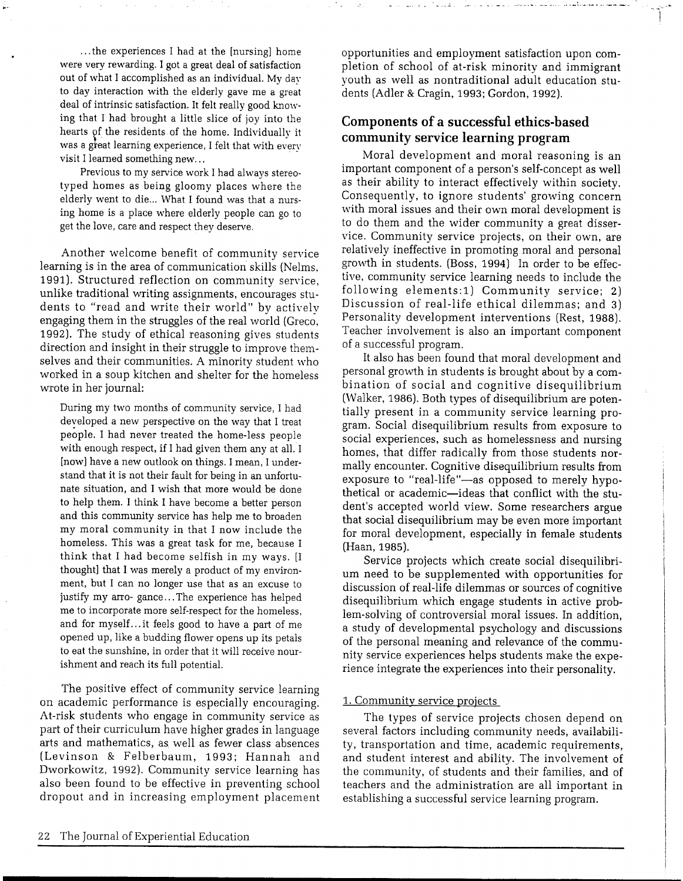...the experiences I had at the [nursing] home were very rewarding. I got a great deal of satisfaction out of what I accomplished as an individual. My day to day interaction with the elderly gave me a great deal of intrinsic satisfaction. It felt really good knowing that I had brought a little slice of joy into the hearts of the residents of the home. Individually it was a great learning experience, I felt that with every visit I learned something new...

> Previous to my service work I had always stereotyped homes as being gloomy places where the elderly went to die... What I found was that a nursing home is a place where elderly people can go to get the love, care and respect they deserve.

Another welcome benefit of community service learning is in the area of communication skills (Nelms, 1991). Structured reflection on community service, unlike traditional writing assignments, encourages students to "read and write their world" by actively engaging them in the struggles of the real world (Greco, 1992). The study of ethical reasoning gives students direction and insight in their struggle to improve themselves and their communities. A minority student who worked in a soup kitchen and shelter for the homeless wrote in her journal:

> During my two months of community service, I had developed a new perspective on the way that I treat people. I had never treated the home-less people with enough respect, if I had given them any at all. I [now] have a new outlook on things. I mean, I understand that it is not their fault for being in an unfortunate situation, and I wish that more would be done to help them. I think I have become a better person and this community service has help me to broaden my moral community in that I now include the homeless. This was a great task for me, because I think that I had become selfish in my ways. [I thought] that I was merely a product of my environment, but I can no longer use that as an excuse to justify my arro- gance...The experience has helped me to incorporate more self-respect for the homeless, and for myself...it feels good to have a part of me opened up, like a budding flower opens up its petals to eat the sunshine, in order that it will receive nourishment and reach its full potential.

The positive effect of community service learning on academic performance is especially encouraging. At-risk students who engage in community service as part of their curriculum have higher grades in language arts and mathematics, as well as fewer class absences (Levinson & Felberbaum, 1993; Hannah and Dworkowitz, 1992). Community service learning has also been found to be effective in preventing school dropout and in increasing employment placement opportunities and employment satisfaction upon completion of school of at-risk minority and immigrant youth as well as nontraditional adult education students (Adler & Cragin, 1993; Gordon, 1992).

## Components of a successful ethics-based community service learning program

Moral development and moral reasoning is an important component of a person's self-concept as well as their ability to interact effectively within society. Consequently, to ignore students' growing concern with moral issues and their own moral development is to do them and the wider community a great disservice. Community service projects, on their own, are relatively ineffective in promoting moral and personal growth in students. (Boss, 1994) In order to be effective, community service learning needs to include the following elements:1) Community service; 2) Discussion of real-life ethical dilemmas; and 3) Personality development interventions (Rest, 1988). Teacher involvement is also an important component of a successful program.

It also has been found that moral development and personal growth in students is brought about by a combination of social and cognitive disequilibrium (Walker, 1986). Both types of disequilibrium are potentially present in a community service learning program. Social disequilibrium results from exposure to social experiences, such as homelessness and nursing homes, that differ radically from those students normally encounter. Cognitive disequilibrium results from exposure to "real-life"—as opposed to merely hypothetical or academic—ideas that conflict with the student's accepted world view. Some researchers argue that social disequilibrium may be even more important for moral development, especially in female students (Haan, 1985).

Service projects which create social disequilibrium need to be supplemented with opportunities for discussion of real-life dilemmas or sources of cognitive disequilibrium which engage students in active problem-solving of controversial moral issues. In addition, a study of developmental psychology and discussions of the personal meaning and relevance of the community service experiences helps students make the experience integrate the experiences into their personality.

### 1. Community service projects

The types of service projects chosen depend on several factors including community needs, availability, transportation and time, academic requirements, and student interest and ability. The involvement of the community, of students and their families, and of teachers and the administration are all important in establishing a successful service learning program.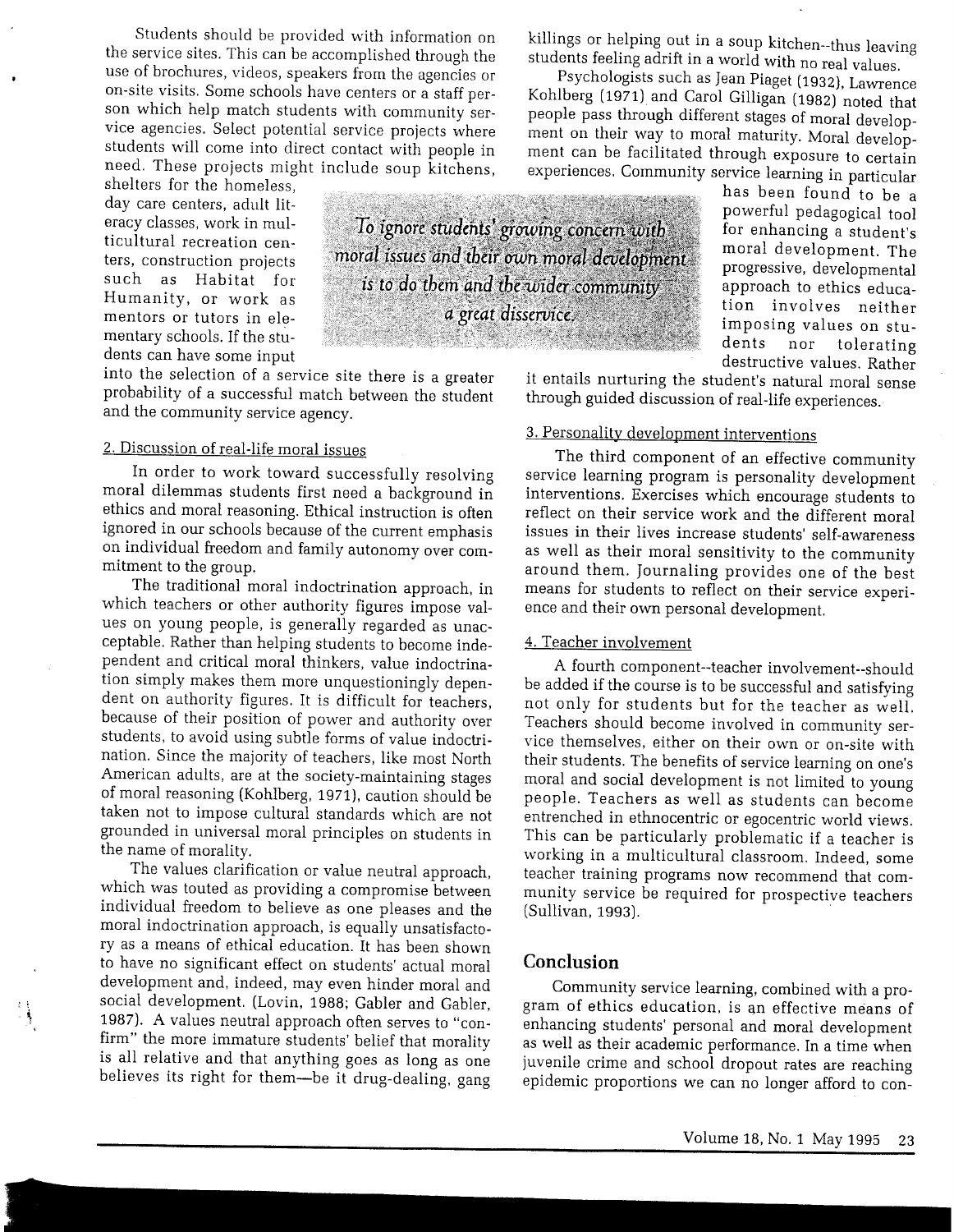Students should be provided with information on the service sites. This can be accomplished through the use of brochures, videos, speakers from the agencies or on-site visits. Some schools have centers or a staff person which help match students with community service agencies. Select potential service projects where students will come into direct contact with people in need. These projects might include soup kitchens, shelters for the homeless, day care centers, adult literacy classes, work in multicultural recreation centers, construction projects such as Habitat for Humanity, or work as mentors or tutors in elementary schools. If the students can have some input into the selection of a service site there is a greater probability of a successful match between the student and the community service agency.

*To ignore students' growing concern with moral issues and their own moral development is to do them and the wider community a great disservice.*

## 2. Discussion of real-life moral issues

In order to work toward successfully resolving moral dilemmas students first need a background in ethics and moral reasoning. Ethical instruction is often ignored in our schools because of the current emphasis on individual freedom and family autonomy over commitment to the group.

The traditional moral indoctrination approach, in which teachers or other authority figures impose values on young people, is generally regarded as unacceptable. Rather than helping students to become independent and critical moral thinkers, value indoctrination simply makes them more unquestioningly dependent on authority figures. It is difficult for teachers, because of their position of power and authority over students, to avoid using subtle forms of value indoctrination. Since the majority of teachers, like most North American adults, are at the society-maintaining stages of moral reasoning (Kohlberg, 1971), caution should be taken not to impose cultural standards which are not grounded in universal moral principles on students in the name of morality.

The values clarification or value neutral approach, which was touted as providing a compromise between individual freedom to believe as one pleases and the moral indoctrination approach, is equally unsatisfactory as a means of ethical education. It has been shown to have no significant effect on students' actual moral development and, indeed, may even hinder moral and social development. (Lovin, 1988; Gabler and Gabler, 1987). A values neutral approach often serves to "confirm" the more immature students' belief that morality is all relative and that anything goes as long as one believes its right for them—be it drug-dealing, gang killings or helping out in a soup kitchen--thus leaving students feeling adrift in a world with no real values.

Psychologists such as Jean Piaget (1932), Lawrence Kohlberg (1971) and Carol Gilligan (1982) noted that people pass through different stages of moral development on their way to moral maturity. Moral development can be facilitated through exposure to certain experiences. Community service learning in particular has been found to be a powerful pedagogical tool for enhancing a student's moral development. The progressive, developmental approach to ethics education involves neither imposing values on students nor tolerating destructive values. Rather it entails nurturing the student's natural moral sense through guided discussion of real-life experiences.

## 3. Personality development interventions

The third component of an effective community service learning program is personality development interventions. Exercises which encourage students to reflect on their service work and the different moral issues in their lives increase students' self-awareness as well as their moral sensitivity to the community around them. Journaling provides one of the best means for students to reflect on their service experience and their own personal development.

## 4. Teacher involvement

A fourth component--teacher involvement--should be added if the course is to be successful and satisfying not only for students but for the teacher as well. Teachers should become involved in community service themselves, either on their own or on-site with their students. The benefits of service learning on one's moral and social development is not limited to young people. Teachers as well as students can become entrenched in ethnocentric or egocentric world views. This can be particularly problematic if a teacher is working in a multicultural classroom. Indeed, some teacher training programs now recommend that community service be required for prospective teachers (Sullivan, 1993).

# Conclusion

Community service learning, combined with a program of ethics education, is an effective means of enhancing students' personal and moral development as well as their academic performance. In a time when juvenile crime and school dropout rates are reaching epidemic proportions we can no longer afford to con-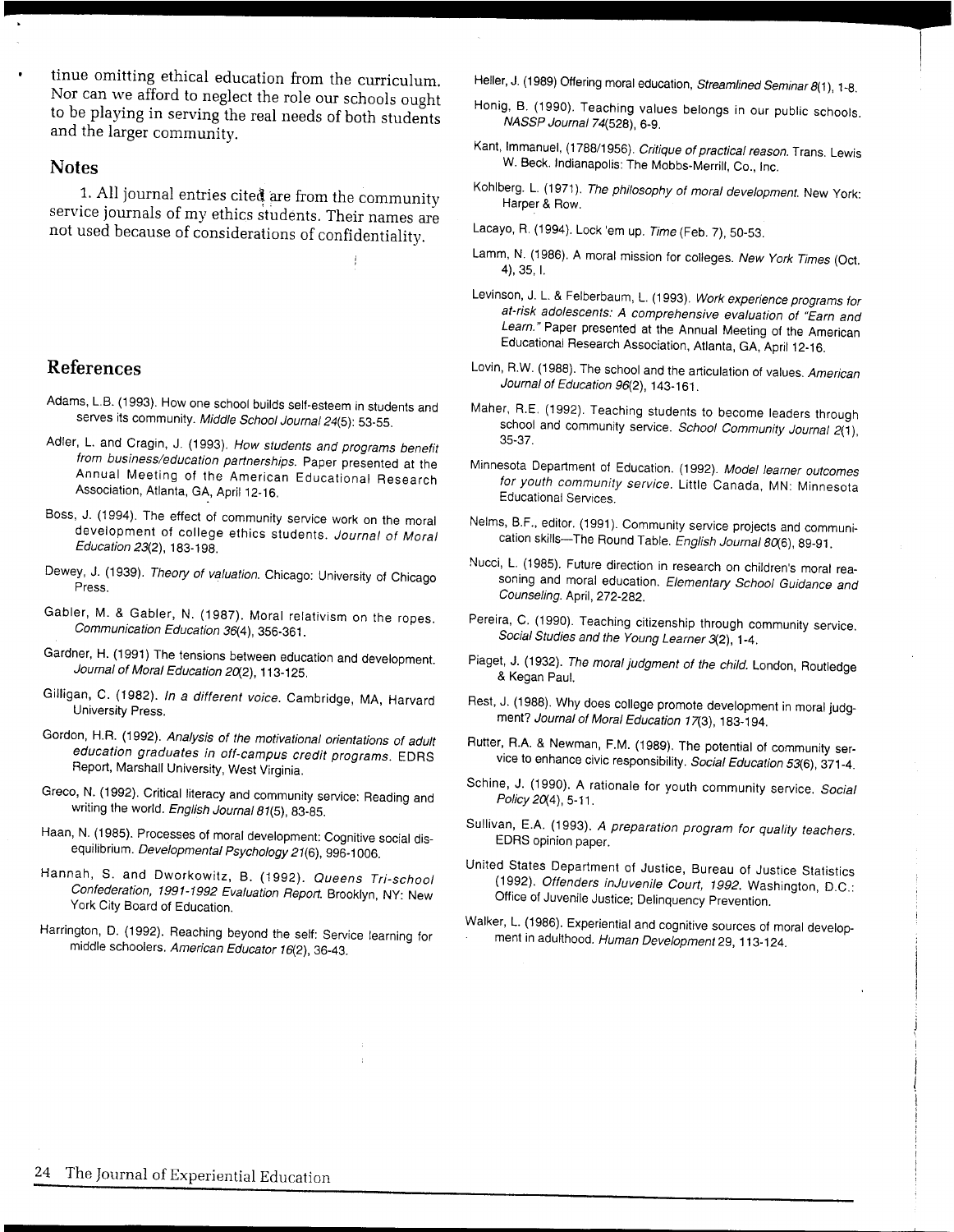tinue omitting ethical education from the curriculum. Nor can we afford to neglect the role our schools ought to be playing in serving the real needs of both students and the larger community.

## Notes

1. All journal entries cited are from the community service journals of my ethics students. Their names are not used because of considerations of confidentiality.

## References

Adams, L.B. (1993). How one school builds self-esteem in students and serves its community. *Middle School Journal 24*(5): 53-55.

Adler, L. and Cragin, J. (1993). *How students and programs benefit from business/education partnerships.* Paper presented at the Annual Meeting of the American Educational Research Association, Atlanta, GA, April 12-16.

Boss, J. (1994). The effect of community service work on the moral development of college ethics students. *Journal of Moral Education 23*(2), 183-198.

Dewey, J. (1939). *Theory of valuation.* Chicago: University of Chicago Press.

Gabler, M. & Gabler, N. (1987). Moral relativism on the ropes. *Communication Education 36*(4), 356-361.

Gardner, H. (1991) The tensions between education and development. *Journal of Moral Education 20*(2), 113-125.

Gilligan, C. (1982). *In a different voice.* Cambridge, MA, Harvard University Press.

Gordon, H.R. (1992). *Analysis of the motivational orientations of adult education graduates in off-campus credit programs.* EDRS Report, Marshall University, West Virginia.

Greco, N. (1992). Critical literacy and community service: Reading and writing the world. *English Journal 81*(5), 83-85.

Haan, N. (1985). Processes of moral development: Cognitive social disequilibrium. *Developmental Psychology 21*(6), 996-1006.

Hannah, S. and Dworkowitz, B. (1992). *Queens Tri-school Confederation, 1991-1992 Evaluation Report.* Brooklyn, NY: New York City Board of Education.

Harrington, D. (1992). Reaching beyond the self: Service learning for middle schoolers. *American Educator 16*(2), 36-43.

Heller, J. (1989) Offering moral education, *Streamlined Seminar 8*(1), 1-8.

Honig, B. (1990). Teaching values belongs in our public schools. *NASSP Journal 74*(528), 6-9.

Kant, Immanuel, (1788/1956). *Critique of practical reason.* Trans. Lewis W. Beck. Indianapolis: The Mobbs-Merrill, Co., Inc.

Kohlberg. L. (1971). *The philosophy of moral development.* New York: Harper & Row.

Lacayo, R. (1994). Lock 'em up. *Time* (Feb. 7), 50-53.

Lamm, N. (1986). A moral mission for colleges. *New York Times* (Oct. 4), 35, I.

Levinson, J. L. & Felberbaum, L. (1993). *Work experience programs for at-risk adolescents: A comprehensive evaluation of "Earn and Learn."* Paper presented at the Annual Meeting of the American Educational Research Association, Atlanta, GA, April 12-16.

Lovin, R.W. (1988). The school and the articulation of values. *American Journal of Education 96*(2), 143-161.

Maher, R.E. (1992). Teaching students to become leaders through school and community service. *School Community Journal 2*(1), 35-37.

Minnesota Department of Education. (1992). *Model learner outcomes for youth community service.* Little Canada, MN: Minnesota Educational Services.

Nelms, B.F., editor. (1991). Community service projects and communication skills—The Round Table. *English Journal 80*(6), 89-91.

Nucci, L. (1985). Future direction in research on children's moral reasoning and moral education. *Elementary School Guidance and Counseling.* April, 272-282.

Pereira, C. (1990). Teaching citizenship through community service. *Social Studies and the Young Learner 3*(2), 1-4.

Piaget, J. (1932). *The moral judgment of the child.* London, Routledge & Kegan Paul.

Rest, J. (1988). Why does college promote development in moral judgment? *Journal of Moral Education 17*(3), 183-194.

Rutter, R.A. & Newman, F.M. (1989). The potential of community service to enhance civic responsibility. *Social Education 53*(6), 371-4.

Schine, J. (1990). A rationale for youth community service. *Social Policy 20*(4), 5-11.

Sullivan, E.A. (1993). *A preparation program for quality teachers.* EDRS opinion paper.

United States Department of Justice, Bureau of Justice Statistics (1992). *Offenders inJuvenile Court, 1992.* Washington, D.C.: Office of Juvenile Justice; Delinquency Prevention.

Walker, L. (1986). Experiential and cognitive sources of moral development in adulthood. *Human Development* 29, 113-124.